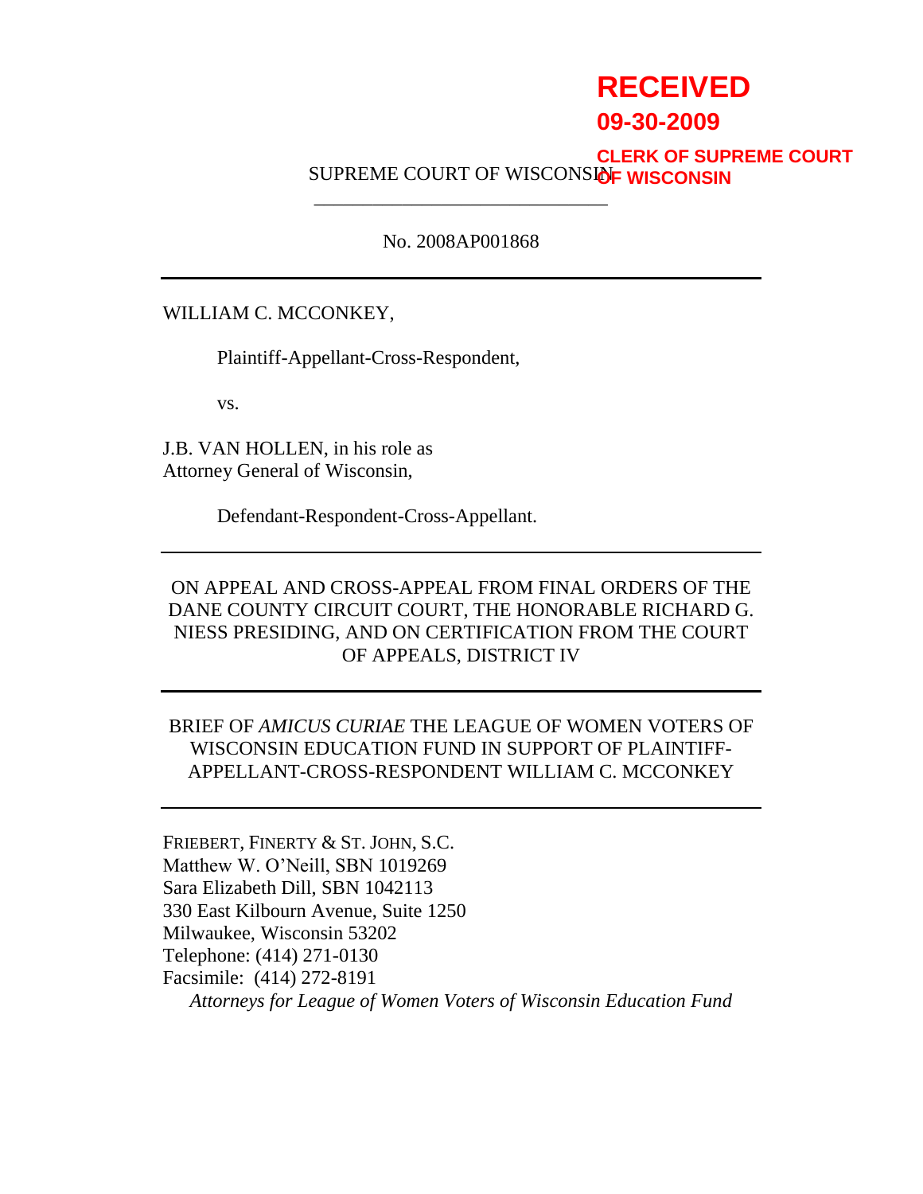**RECEIVED**
**09-30-2009**
**CLERK OF SUPREME COURT OF WISCONSIN**

SUPREME COURT OF WISCONSIN

---

No. 2008AP001868

---

WILLIAM C. MCCONKEY,

Plaintiff-Appellant-Cross-Respondent,

vs.

J.B. VAN HOLLEN, in his role as Attorney General of Wisconsin,

Defendant-Respondent-Cross-Appellant.

---

ON APPEAL AND CROSS-APPEAL FROM FINAL ORDERS OF THE DANE COUNTY CIRCUIT COURT, THE HONORABLE RICHARD G. NIESS PRESIDING, AND ON CERTIFICATION FROM THE COURT OF APPEALS, DISTRICT IV

---

BRIEF OF *AMICUS CURIAE* THE LEAGUE OF WOMEN VOTERS OF WISCONSIN EDUCATION FUND IN SUPPORT OF PLAINTIFF-APPELLANT-CROSS-RESPONDENT WILLIAM C. MCCONKEY

---

FRIEBERT, FINERTY & ST. JOHN, S.C.
Matthew W. O'Neill, SBN 1019269
Sara Elizabeth Dill, SBN 1042113
330 East Kilbourn Avenue, Suite 1250
Milwaukee, Wisconsin 53202
Telephone: (414) 271-0130
Facsimile: (414) 272-8191
*Attorneys for League of Women Voters of Wisconsin Education Fund*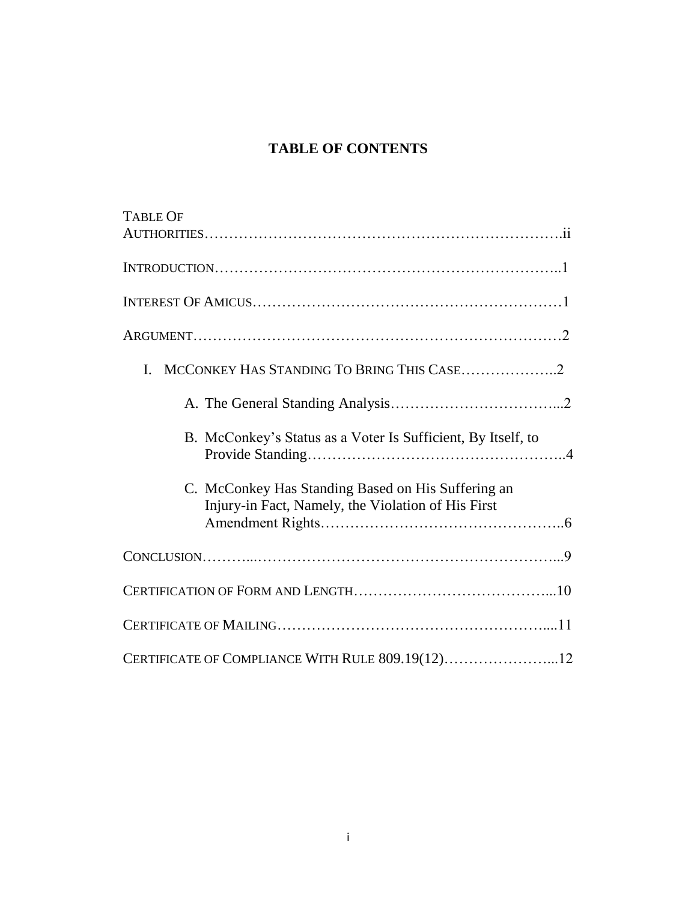# TABLE OF CONTENTS

TABLE OF AUTHORITIES……………………………………………………………….ii

INTRODUCTION…………………………………………………………………..1

INTEREST OF AMICUS………………………………………………………………1

ARGUMENT…………………………………………………………………………2

I. MCCONKEY HAS STANDING TO BRING THIS CASE………………..2

   A. The General Standing Analysis……………………………...2

   B. McConkey's Status as a Voter Is Sufficient, By Itself, to Provide Standing…………………………………………..4

   C. McConkey Has Standing Based on His Suffering an Injury-in Fact, Namely, the Violation of His First Amendment Rights………………………………………..6

CONCLUSION………..…………………………………………………...9

CERTIFICATION OF FORM AND LENGTH…………………………………...10

CERTIFICATE OF MAILING………………………………………………....11

CERTIFICATE OF COMPLIANCE WITH RULE 809.19(12)…………………...12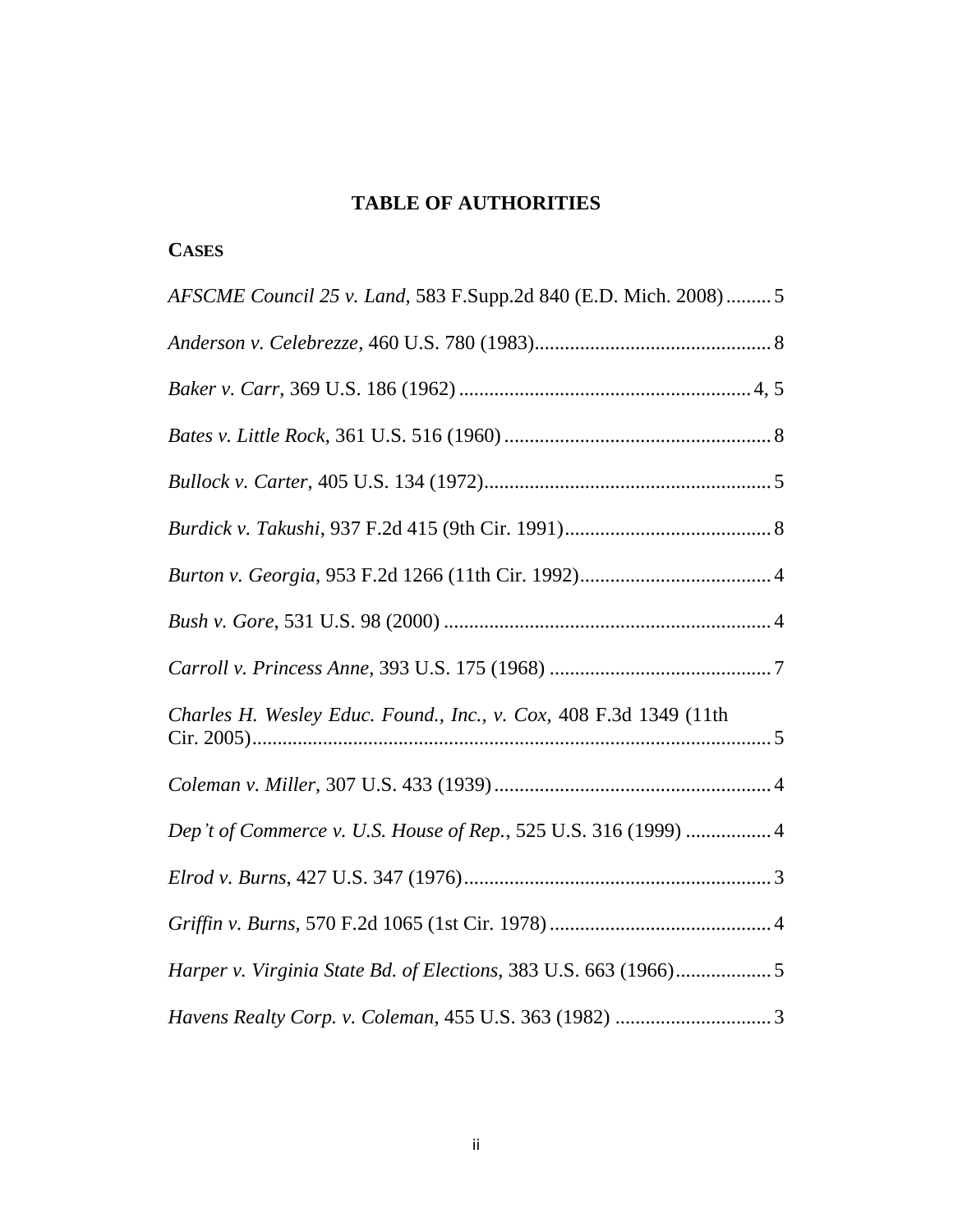## TABLE OF AUTHORITIES

### CASES

*AFSCME Council 25 v. Land*, 583 F.Supp.2d 840 (E.D. Mich. 2008) ......... 5

*Anderson v. Celebrezze*, 460 U.S. 780 (1983) ............................................... 8

*Baker v. Carr*, 369 U.S. 186 (1962) .......................................................... 4, 5

*Bates v. Little Rock*, 361 U.S. 516 (1960) ..................................................... 8

*Bullock v. Carter*, 405 U.S. 134 (1972) ......................................................... 5

*Burdick v. Takushi*, 937 F.2d 415 (9th Cir. 1991) ......................................... 8

*Burton v. Georgia*, 953 F.2d 1266 (11th Cir. 1992) ...................................... 4

*Bush v. Gore*, 531 U.S. 98 (2000) ................................................................. 4

*Carroll v. Princess Anne*, 393 U.S. 175 (1968) ............................................ 7

*Charles H. Wesley Educ. Found., Inc., v. Cox*, 408 F.3d 1349 (11th Cir. 2005) ........................................................................................................ 5

*Coleman v. Miller*, 307 U.S. 433 (1939) ....................................................... 4

*Dep't of Commerce v. U.S. House of Rep.*, 525 U.S. 316 (1999) ................. 4

*Elrod v. Burns*, 427 U.S. 347 (1976) ............................................................. 3

*Griffin v. Burns*, 570 F.2d 1065 (1st Cir. 1978) ............................................ 4

*Harper v. Virginia State Bd. of Elections*, 383 U.S. 663 (1966) ................... 5

*Havens Realty Corp. v. Coleman*, 455 U.S. 363 (1982) ............................... 3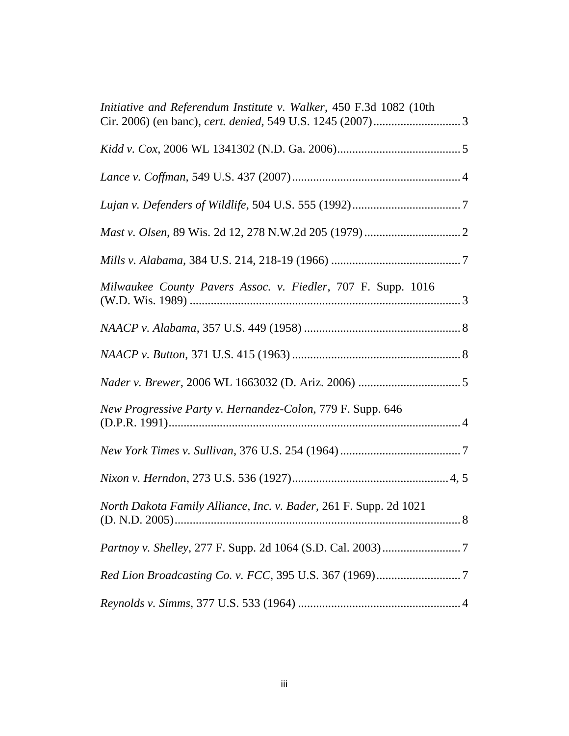*Initiative and Referendum Institute v. Walker*, 450 F.3d 1082 (10th Cir. 2006) (en banc), *cert. denied*, 549 U.S. 1245 (2007)............................3

*Kidd v. Cox*, 2006 WL 1341302 (N.D. Ga. 2006).........................................5

*Lance v. Coffman*, 549 U.S. 437 (2007).......................................................4

*Lujan v. Defenders of Wildlife*, 504 U.S. 555 (1992)....................................7

*Mast v. Olsen*, 89 Wis. 2d 12, 278 N.W.2d 205 (1979)................................2

*Mills v. Alabama*, 384 U.S. 214, 218-19 (1966) ...........................................7

*Milwaukee County Pavers Assoc. v. Fiedler*, 707 F. Supp. 1016 (W.D. Wis. 1989) ..........................................................................................3

*NAACP v. Alabama*, 357 U.S. 449 (1958) ....................................................8

*NAACP v. Button*, 371 U.S. 415 (1963) ........................................................8

*Nader v. Brewer*, 2006 WL 1663032 (D. Ariz. 2006) ..................................5

*New Progressive Party v. Hernandez-Colon*, 779 F. Supp. 646 (D.P.R. 1991).................................................................................................4

*New York Times v. Sullivan*, 376 U.S. 254 (1964)........................................7

*Nixon v. Herndon*, 273 U.S. 536 (1927)....................................................4, 5

*North Dakota Family Alliance, Inc. v. Bader*, 261 F. Supp. 2d 1021 (D. N.D. 2005)...............................................................................................8

*Partnoy v. Shelley*, 277 F. Supp. 2d 1064 (S.D. Cal. 2003)..........................7

*Red Lion Broadcasting Co. v. FCC*, 395 U.S. 367 (1969)............................7

*Reynolds v. Simms*, 377 U.S. 533 (1964) ......................................................4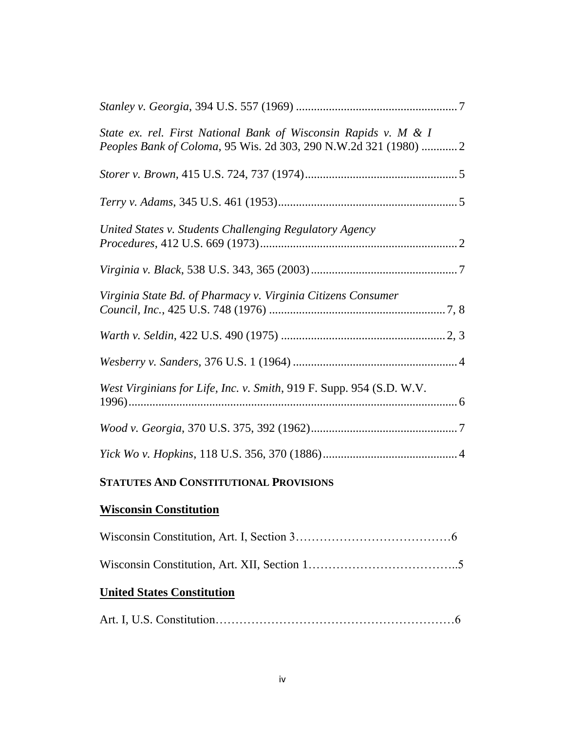*Stanley v. Georgia*, 394 U.S. 557 (1969) ....................................................... 7

*State ex. rel. First National Bank of Wisconsin Rapids v. M & I Peoples Bank of Coloma*, 95 Wis. 2d 303, 290 N.W.2d 321 (1980) ............ 2

*Storer v. Brown*, 415 U.S. 724, 737 (1974)................................................... 5

*Terry v. Adams*, 345 U.S. 461 (1953)............................................................ 5

*United States v. Students Challenging Regulatory Agency Procedures*, 412 U.S. 669 (1973).................................................................. 2

*Virginia v. Black*, 538 U.S. 343, 365 (2003)................................................. 7

*Virginia State Bd. of Pharmacy v. Virginia Citizens Consumer Council, Inc.*, 425 U.S. 748 (1976) ........................................................... 7, 8

*Warth v. Seldin*, 422 U.S. 490 (1975) ....................................................... 2, 3

*Wesberry v. Sanders*, 376 U.S. 1 (1964) ....................................................... 4

*West Virginians for Life, Inc. v. Smith*, 919 F. Supp. 954 (S.D. W.V. 1996)............................................................................................................ 6

*Wood v. Georgia*, 370 U.S. 375, 392 (1962)................................................. 7

*Yick Wo v. Hopkins*, 118 U.S. 356, 370 (1886)............................................. 4

**STATUTES AND CONSTITUTIONAL PROVISIONS**

**Wisconsin Constitution**

Wisconsin Constitution, Art. I, Section 3…………………………………6

Wisconsin Constitution, Art. XII, Section 1………………………………..5

**United States Constitution**

Art. I, U.S. Constitution…………………………………………………6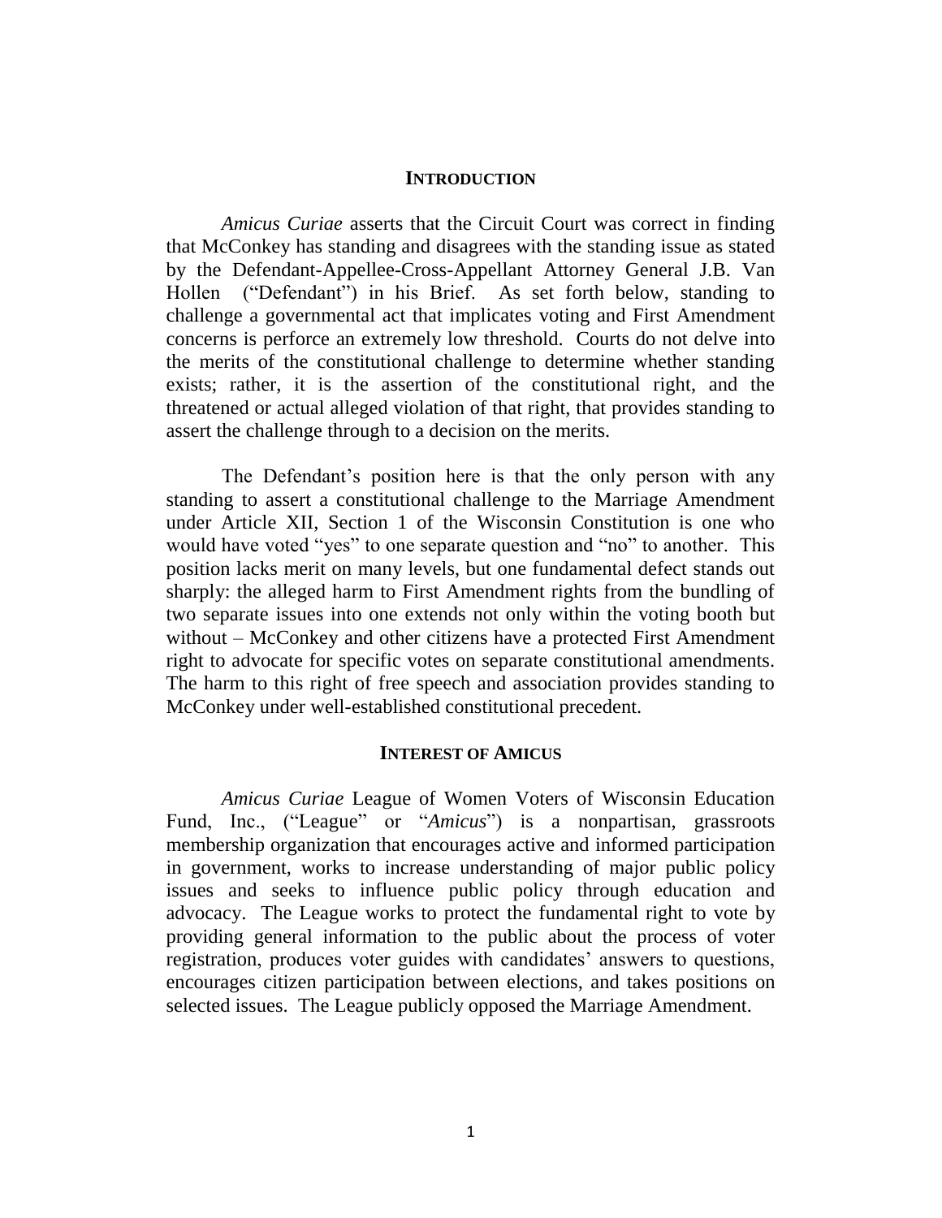## INTRODUCTION

*Amicus Curiae* asserts that the Circuit Court was correct in finding that McConkey has standing and disagrees with the standing issue as stated by the Defendant-Appellee-Cross-Appellant Attorney General J.B. Van Hollen ("Defendant") in his Brief. As set forth below, standing to challenge a governmental act that implicates voting and First Amendment concerns is perforce an extremely low threshold. Courts do not delve into the merits of the constitutional challenge to determine whether standing exists; rather, it is the assertion of the constitutional right, and the threatened or actual alleged violation of that right, that provides standing to assert the challenge through to a decision on the merits.

The Defendant's position here is that the only person with any standing to assert a constitutional challenge to the Marriage Amendment under Article XII, Section 1 of the Wisconsin Constitution is one who would have voted "yes" to one separate question and "no" to another. This position lacks merit on many levels, but one fundamental defect stands out sharply: the alleged harm to First Amendment rights from the bundling of two separate issues into one extends not only within the voting booth but without – McConkey and other citizens have a protected First Amendment right to advocate for specific votes on separate constitutional amendments. The harm to this right of free speech and association provides standing to McConkey under well-established constitutional precedent.

## INTEREST OF AMICUS

*Amicus Curiae* League of Women Voters of Wisconsin Education Fund, Inc., ("League" or "*Amicus*") is a nonpartisan, grassroots membership organization that encourages active and informed participation in government, works to increase understanding of major public policy issues and seeks to influence public policy through education and advocacy. The League works to protect the fundamental right to vote by providing general information to the public about the process of voter registration, produces voter guides with candidates' answers to questions, encourages citizen participation between elections, and takes positions on selected issues. The League publicly opposed the Marriage Amendment.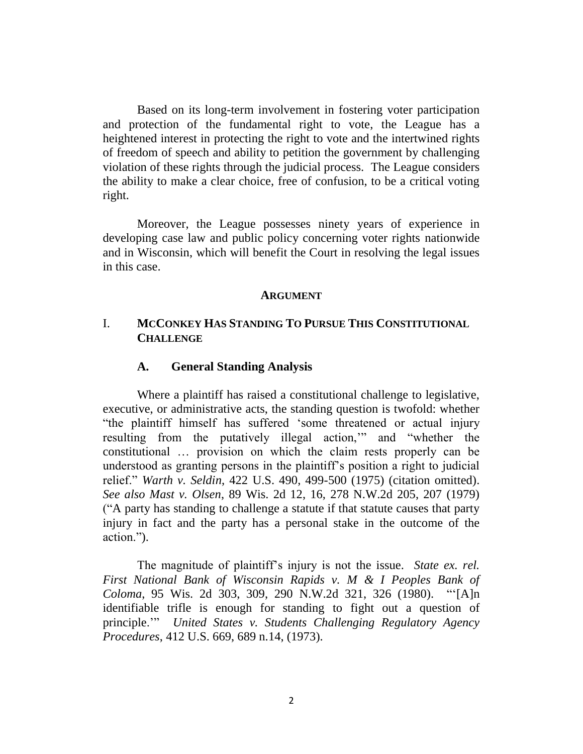Based on its long-term involvement in fostering voter participation and protection of the fundamental right to vote, the League has a heightened interest in protecting the right to vote and the intertwined rights of freedom of speech and ability to petition the government by challenging violation of these rights through the judicial process. The League considers the ability to make a clear choice, free of confusion, to be a critical voting right.

Moreover, the League possesses ninety years of experience in developing case law and public policy concerning voter rights nationwide and in Wisconsin, which will benefit the Court in resolving the legal issues in this case.

## ARGUMENT

### I. MCCONKEY HAS STANDING TO PURSUE THIS CONSTITUTIONAL CHALLENGE

#### A. General Standing Analysis

Where a plaintiff has raised a constitutional challenge to legislative, executive, or administrative acts, the standing question is twofold: whether "the plaintiff himself has suffered 'some threatened or actual injury resulting from the putatively illegal action,'" and "whether the constitutional … provision on which the claim rests properly can be understood as granting persons in the plaintiff's position a right to judicial relief." *Warth v. Seldin*, 422 U.S. 490, 499-500 (1975) (citation omitted). *See also Mast v. Olsen*, 89 Wis. 2d 12, 16, 278 N.W.2d 205, 207 (1979) ("A party has standing to challenge a statute if that statute causes that party injury in fact and the party has a personal stake in the outcome of the action.").

The magnitude of plaintiff's injury is not the issue. *State ex. rel. First National Bank of Wisconsin Rapids v. M & I Peoples Bank of Coloma*, 95 Wis. 2d 303, 309, 290 N.W.2d 321, 326 (1980). "'[A]n identifiable trifle is enough for standing to fight out a question of principle.'" *United States v. Students Challenging Regulatory Agency Procedures*, 412 U.S. 669, 689 n.14, (1973).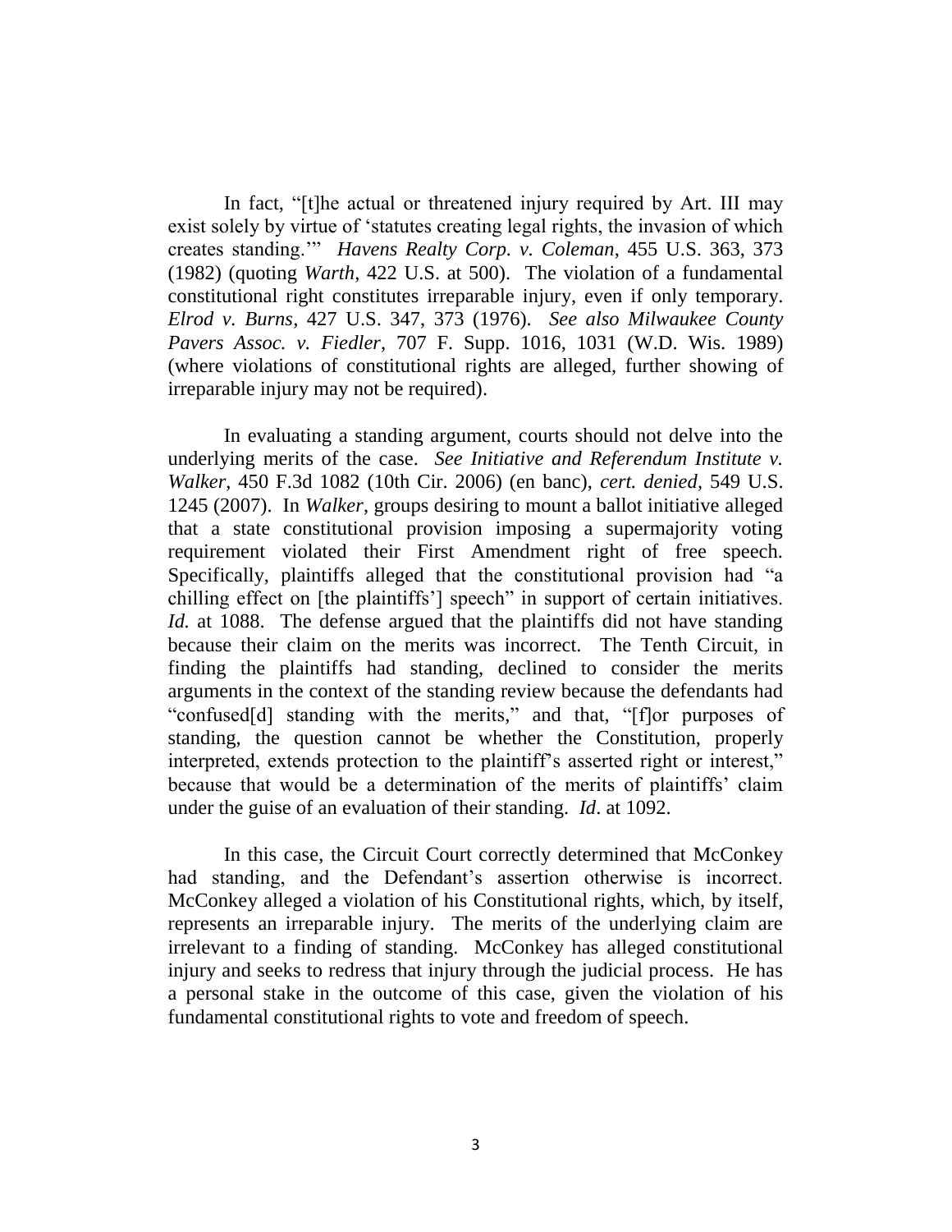In fact, "[t]he actual or threatened injury required by Art. III may exist solely by virtue of 'statutes creating legal rights, the invasion of which creates standing.'" *Havens Realty Corp. v. Coleman*, 455 U.S. 363, 373 (1982) (quoting *Warth*, 422 U.S. at 500). The violation of a fundamental constitutional right constitutes irreparable injury, even if only temporary. *Elrod v. Burns*, 427 U.S. 347, 373 (1976). *See also Milwaukee County Pavers Assoc. v. Fiedler*, 707 F. Supp. 1016, 1031 (W.D. Wis. 1989) (where violations of constitutional rights are alleged, further showing of irreparable injury may not be required).

In evaluating a standing argument, courts should not delve into the underlying merits of the case. *See Initiative and Referendum Institute v. Walker*, 450 F.3d 1082 (10th Cir. 2006) (en banc), *cert. denied*, 549 U.S. 1245 (2007). In *Walker*, groups desiring to mount a ballot initiative alleged that a state constitutional provision imposing a supermajority voting requirement violated their First Amendment right of free speech. Specifically, plaintiffs alleged that the constitutional provision had "a chilling effect on [the plaintiffs'] speech" in support of certain initiatives. *Id.* at 1088. The defense argued that the plaintiffs did not have standing because their claim on the merits was incorrect. The Tenth Circuit, in finding the plaintiffs had standing, declined to consider the merits arguments in the context of the standing review because the defendants had "confused[d] standing with the merits," and that, "[f]or purposes of standing, the question cannot be whether the Constitution, properly interpreted, extends protection to the plaintiff's asserted right or interest," because that would be a determination of the merits of plaintiffs' claim under the guise of an evaluation of their standing. *Id*. at 1092.

In this case, the Circuit Court correctly determined that McConkey had standing, and the Defendant's assertion otherwise is incorrect. McConkey alleged a violation of his Constitutional rights, which, by itself, represents an irreparable injury. The merits of the underlying claim are irrelevant to a finding of standing. McConkey has alleged constitutional injury and seeks to redress that injury through the judicial process. He has a personal stake in the outcome of this case, given the violation of his fundamental constitutional rights to vote and freedom of speech.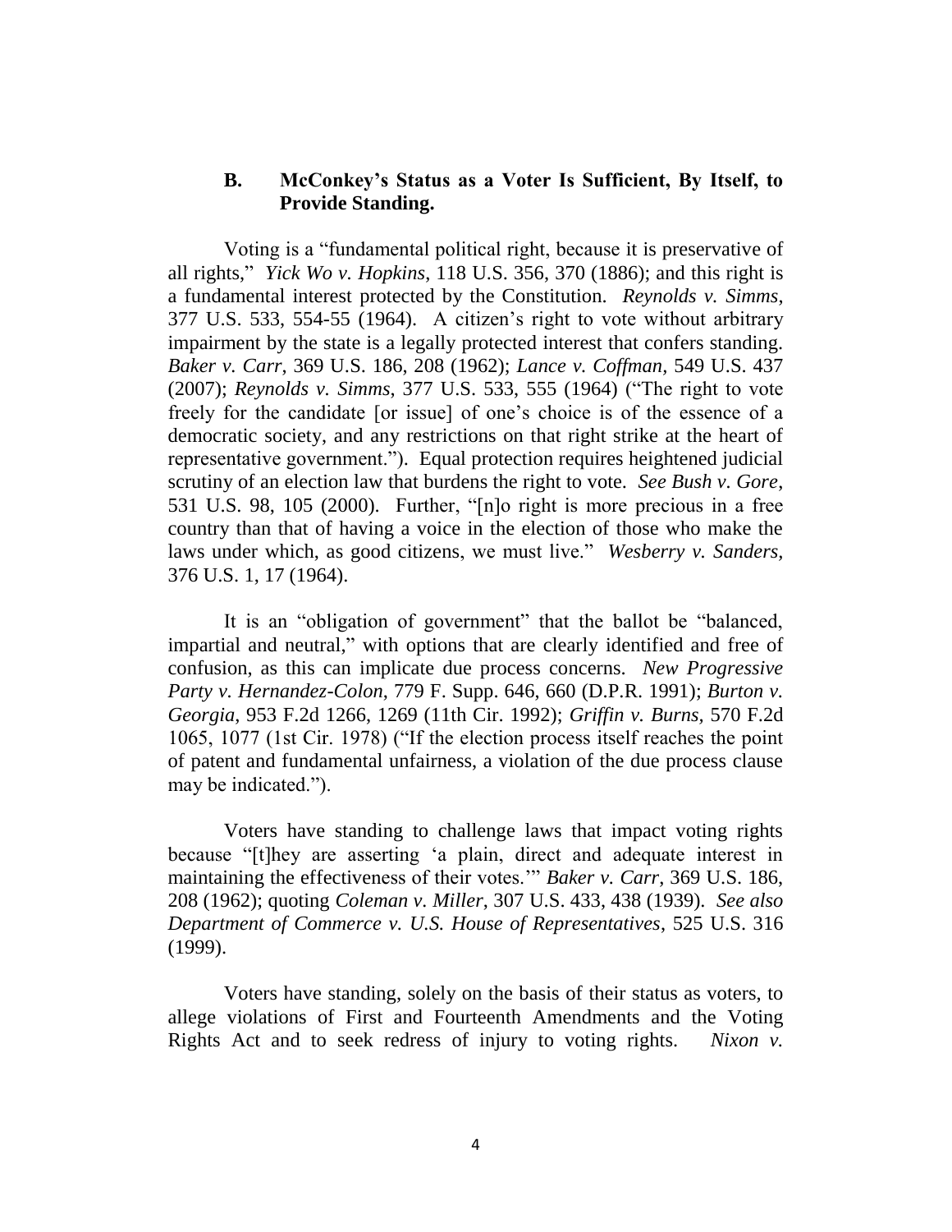### B. McConkey's Status as a Voter Is Sufficient, By Itself, to Provide Standing.

Voting is a "fundamental political right, because it is preservative of all rights," *Yick Wo v. Hopkins*, 118 U.S. 356, 370 (1886); and this right is a fundamental interest protected by the Constitution. *Reynolds v. Simms*, 377 U.S. 533, 554-55 (1964). A citizen's right to vote without arbitrary impairment by the state is a legally protected interest that confers standing. *Baker v. Carr*, 369 U.S. 186, 208 (1962); *Lance v. Coffman*, 549 U.S. 437 (2007); *Reynolds v. Simms*, 377 U.S. 533, 555 (1964) ("The right to vote freely for the candidate [or issue] of one's choice is of the essence of a democratic society, and any restrictions on that right strike at the heart of representative government."). Equal protection requires heightened judicial scrutiny of an election law that burdens the right to vote. *See Bush v. Gore*, 531 U.S. 98, 105 (2000). Further, "[n]o right is more precious in a free country than that of having a voice in the election of those who make the laws under which, as good citizens, we must live." *Wesberry v. Sanders*, 376 U.S. 1, 17 (1964).

It is an "obligation of government" that the ballot be "balanced, impartial and neutral," with options that are clearly identified and free of confusion, as this can implicate due process concerns. *New Progressive Party v. Hernandez-Colon*, 779 F. Supp. 646, 660 (D.P.R. 1991); *Burton v. Georgia*, 953 F.2d 1266, 1269 (11th Cir. 1992); *Griffin v. Burns*, 570 F.2d 1065, 1077 (1st Cir. 1978) ("If the election process itself reaches the point of patent and fundamental unfairness, a violation of the due process clause may be indicated.").

Voters have standing to challenge laws that impact voting rights because "[t]hey are asserting 'a plain, direct and adequate interest in maintaining the effectiveness of their votes.'" *Baker v. Carr*, 369 U.S. 186, 208 (1962); quoting *Coleman v. Miller*, 307 U.S. 433, 438 (1939). *See also Department of Commerce v. U.S. House of Representatives*, 525 U.S. 316 (1999).

Voters have standing, solely on the basis of their status as voters, to allege violations of First and Fourteenth Amendments and the Voting Rights Act and to seek redress of injury to voting rights. *Nixon v.*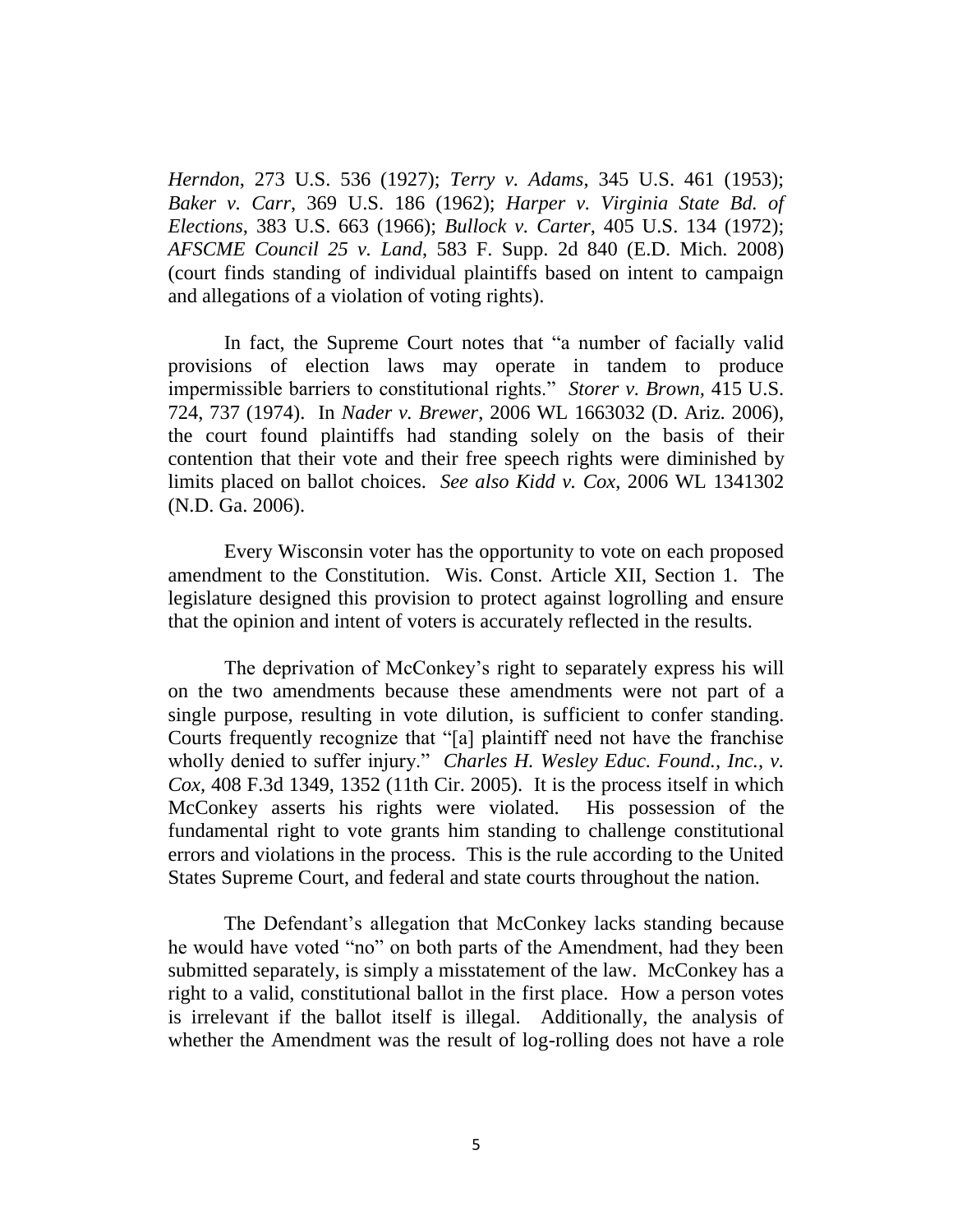*Herndon*, 273 U.S. 536 (1927); *Terry v. Adams*, 345 U.S. 461 (1953); *Baker v. Carr*, 369 U.S. 186 (1962); *Harper v. Virginia State Bd. of Elections*, 383 U.S. 663 (1966); *Bullock v. Carter*, 405 U.S. 134 (1972); *AFSCME Council 25 v. Land*, 583 F. Supp. 2d 840 (E.D. Mich. 2008) (court finds standing of individual plaintiffs based on intent to campaign and allegations of a violation of voting rights).

In fact, the Supreme Court notes that "a number of facially valid provisions of election laws may operate in tandem to produce impermissible barriers to constitutional rights." *Storer v. Brown*, 415 U.S. 724, 737 (1974). In *Nader v. Brewer*, 2006 WL 1663032 (D. Ariz. 2006), the court found plaintiffs had standing solely on the basis of their contention that their vote and their free speech rights were diminished by limits placed on ballot choices. *See also Kidd v. Cox*, 2006 WL 1341302 (N.D. Ga. 2006).

Every Wisconsin voter has the opportunity to vote on each proposed amendment to the Constitution. Wis. Const. Article XII, Section 1. The legislature designed this provision to protect against logrolling and ensure that the opinion and intent of voters is accurately reflected in the results.

The deprivation of McConkey's right to separately express his will on the two amendments because these amendments were not part of a single purpose, resulting in vote dilution, is sufficient to confer standing. Courts frequently recognize that "[a] plaintiff need not have the franchise wholly denied to suffer injury." *Charles H. Wesley Educ. Found., Inc., v. Cox*, 408 F.3d 1349, 1352 (11th Cir. 2005). It is the process itself in which McConkey asserts his rights were violated. His possession of the fundamental right to vote grants him standing to challenge constitutional errors and violations in the process. This is the rule according to the United States Supreme Court, and federal and state courts throughout the nation.

The Defendant's allegation that McConkey lacks standing because he would have voted "no" on both parts of the Amendment, had they been submitted separately, is simply a misstatement of the law. McConkey has a right to a valid, constitutional ballot in the first place. How a person votes is irrelevant if the ballot itself is illegal. Additionally, the analysis of whether the Amendment was the result of log-rolling does not have a role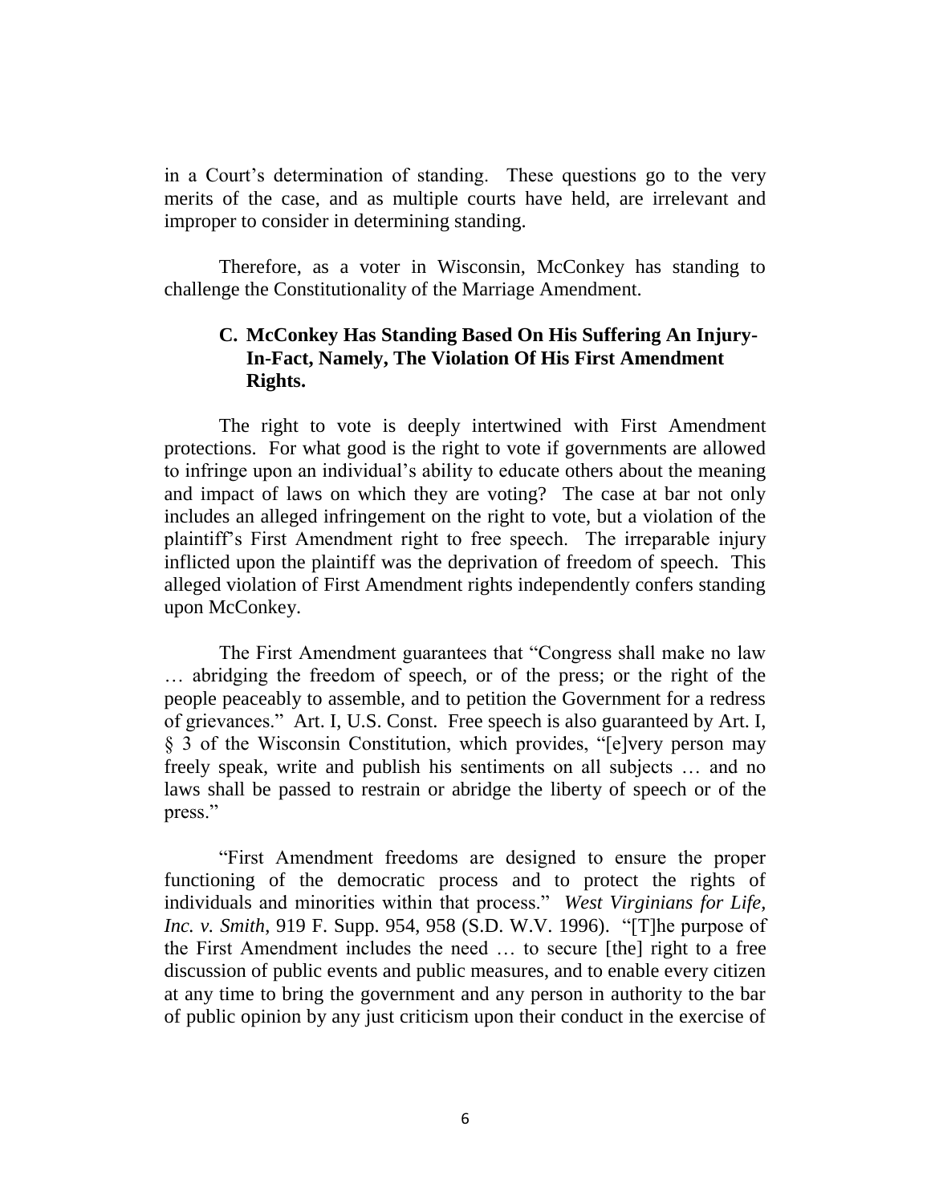in a Court's determination of standing. These questions go to the very merits of the case, and as multiple courts have held, are irrelevant and improper to consider in determining standing.

Therefore, as a voter in Wisconsin, McConkey has standing to challenge the Constitutionality of the Marriage Amendment.

### C. McConkey Has Standing Based On His Suffering An Injury-In-Fact, Namely, The Violation Of His First Amendment Rights.

The right to vote is deeply intertwined with First Amendment protections. For what good is the right to vote if governments are allowed to infringe upon an individual's ability to educate others about the meaning and impact of laws on which they are voting? The case at bar not only includes an alleged infringement on the right to vote, but a violation of the plaintiff's First Amendment right to free speech. The irreparable injury inflicted upon the plaintiff was the deprivation of freedom of speech. This alleged violation of First Amendment rights independently confers standing upon McConkey.

The First Amendment guarantees that "Congress shall make no law … abridging the freedom of speech, or of the press; or the right of the people peaceably to assemble, and to petition the Government for a redress of grievances." Art. I, U.S. Const. Free speech is also guaranteed by Art. I, § 3 of the Wisconsin Constitution, which provides, "[e]very person may freely speak, write and publish his sentiments on all subjects … and no laws shall be passed to restrain or abridge the liberty of speech or of the press."

"First Amendment freedoms are designed to ensure the proper functioning of the democratic process and to protect the rights of individuals and minorities within that process." *West Virginians for Life, Inc. v. Smith*, 919 F. Supp. 954, 958 (S.D. W.V. 1996). "[T]he purpose of the First Amendment includes the need … to secure [the] right to a free discussion of public events and public measures, and to enable every citizen at any time to bring the government and any person in authority to the bar of public opinion by any just criticism upon their conduct in the exercise of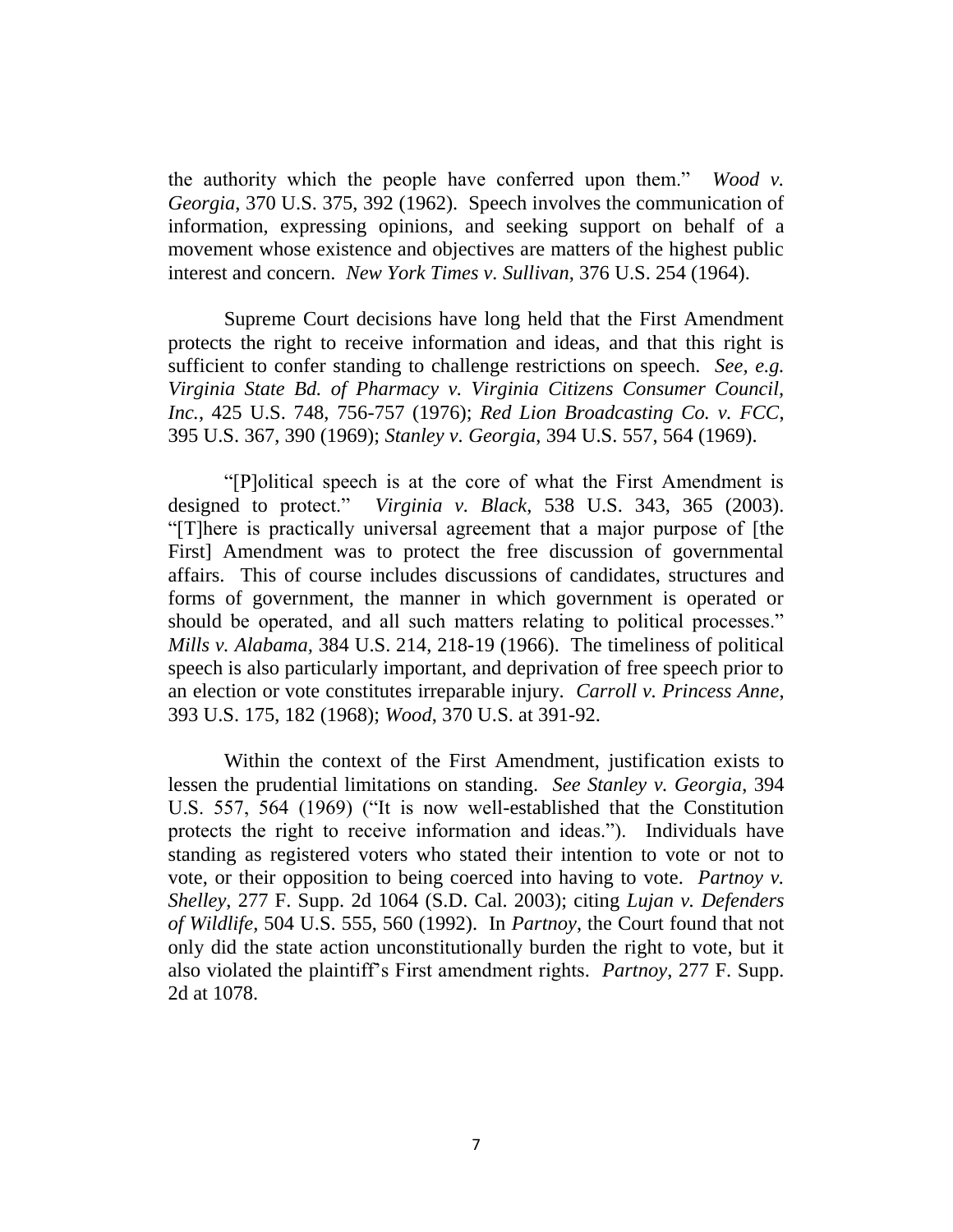the authority which the people have conferred upon them." *Wood v. Georgia*, 370 U.S. 375, 392 (1962). Speech involves the communication of information, expressing opinions, and seeking support on behalf of a movement whose existence and objectives are matters of the highest public interest and concern. *New York Times v. Sullivan*, 376 U.S. 254 (1964).

Supreme Court decisions have long held that the First Amendment protects the right to receive information and ideas, and that this right is sufficient to confer standing to challenge restrictions on speech. *See, e.g. Virginia State Bd. of Pharmacy v. Virginia Citizens Consumer Council, Inc.*, 425 U.S. 748, 756-757 (1976); *Red Lion Broadcasting Co. v. FCC*, 395 U.S. 367, 390 (1969); *Stanley v. Georgia*, 394 U.S. 557, 564 (1969).

"[P]olitical speech is at the core of what the First Amendment is designed to protect." *Virginia v. Black*, 538 U.S. 343, 365 (2003). "[T]here is practically universal agreement that a major purpose of [the First] Amendment was to protect the free discussion of governmental affairs. This of course includes discussions of candidates, structures and forms of government, the manner in which government is operated or should be operated, and all such matters relating to political processes." *Mills v. Alabama*, 384 U.S. 214, 218-19 (1966). The timeliness of political speech is also particularly important, and deprivation of free speech prior to an election or vote constitutes irreparable injury. *Carroll v. Princess Anne*, 393 U.S. 175, 182 (1968); *Wood*, 370 U.S. at 391-92.

Within the context of the First Amendment, justification exists to lessen the prudential limitations on standing. *See Stanley v. Georgia*, 394 U.S. 557, 564 (1969) ("It is now well-established that the Constitution protects the right to receive information and ideas."). Individuals have standing as registered voters who stated their intention to vote or not to vote, or their opposition to being coerced into having to vote. *Partnoy v. Shelley*, 277 F. Supp. 2d 1064 (S.D. Cal. 2003); citing *Lujan v. Defenders of Wildlife*, 504 U.S. 555, 560 (1992). In *Partnoy*, the Court found that not only did the state action unconstitutionally burden the right to vote, but it also violated the plaintiff's First amendment rights. *Partnoy*, 277 F. Supp. 2d at 1078.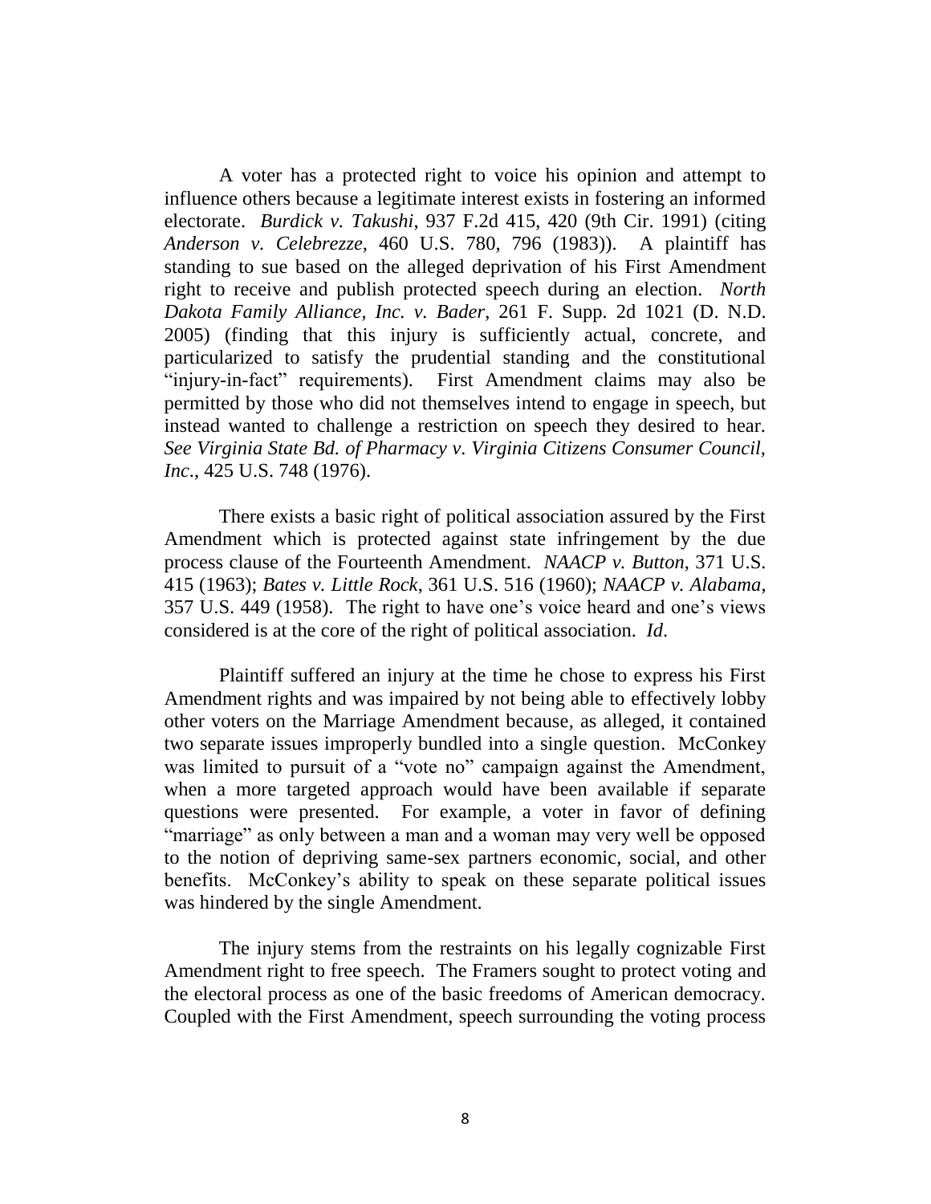A voter has a protected right to voice his opinion and attempt to influence others because a legitimate interest exists in fostering an informed electorate. *Burdick v. Takushi*, 937 F.2d 415, 420 (9th Cir. 1991) (citing *Anderson v. Celebrezze,* 460 U.S. 780, 796 (1983)). A plaintiff has standing to sue based on the alleged deprivation of his First Amendment right to receive and publish protected speech during an election. *North Dakota Family Alliance, Inc. v. Bader*, 261 F. Supp. 2d 1021 (D. N.D. 2005) (finding that this injury is sufficiently actual, concrete, and particularized to satisfy the prudential standing and the constitutional "injury-in-fact" requirements). First Amendment claims may also be permitted by those who did not themselves intend to engage in speech, but instead wanted to challenge a restriction on speech they desired to hear. *See Virginia State Bd. of Pharmacy v. Virginia Citizens Consumer Council, Inc*., 425 U.S. 748 (1976).

There exists a basic right of political association assured by the First Amendment which is protected against state infringement by the due process clause of the Fourteenth Amendment. *NAACP v. Button*, 371 U.S. 415 (1963); *Bates v. Little Rock*, 361 U.S. 516 (1960); *NAACP v. Alabama*, 357 U.S. 449 (1958). The right to have one's voice heard and one's views considered is at the core of the right of political association. *Id*.

Plaintiff suffered an injury at the time he chose to express his First Amendment rights and was impaired by not being able to effectively lobby other voters on the Marriage Amendment because, as alleged, it contained two separate issues improperly bundled into a single question. McConkey was limited to pursuit of a "vote no" campaign against the Amendment, when a more targeted approach would have been available if separate questions were presented. For example, a voter in favor of defining "marriage" as only between a man and a woman may very well be opposed to the notion of depriving same-sex partners economic, social, and other benefits. McConkey's ability to speak on these separate political issues was hindered by the single Amendment.

The injury stems from the restraints on his legally cognizable First Amendment right to free speech. The Framers sought to protect voting and the electoral process as one of the basic freedoms of American democracy. Coupled with the First Amendment, speech surrounding the voting process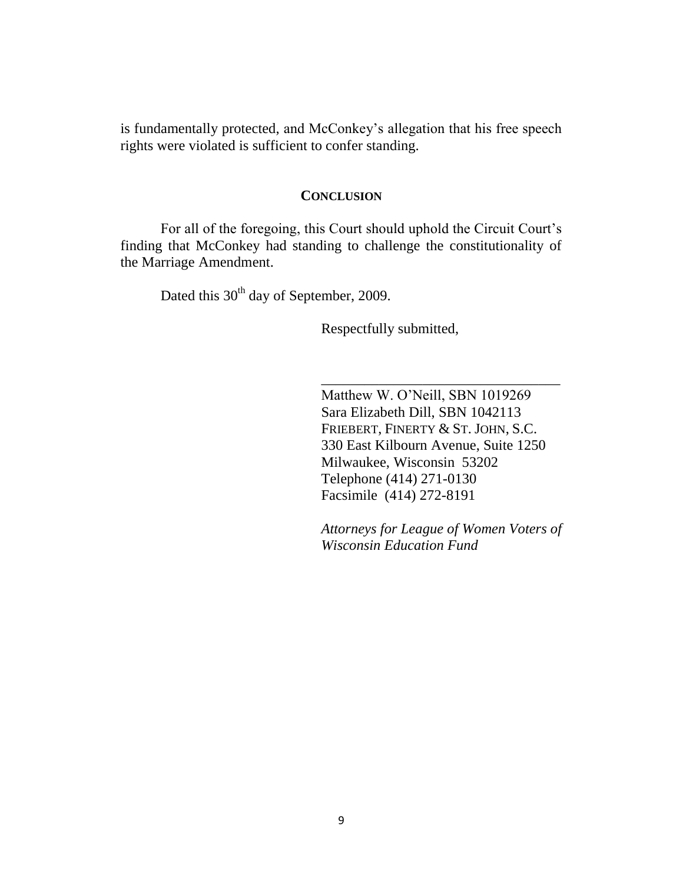is fundamentally protected, and McConkey's allegation that his free speech rights were violated is sufficient to confer standing.

## CONCLUSION

For all of the foregoing, this Court should uphold the Circuit Court's finding that McConkey had standing to challenge the constitutionality of the Marriage Amendment.

Dated this 30th day of September, 2009.

Respectfully submitted,

\_\_\_\_\_\_\_\_\_\_\_\_\_\_\_\_\_\_\_\_\_\_\_\_\_\_\_\_\_\_\_\_\_\_

Matthew W. O'Neill, SBN 1019269
Sara Elizabeth Dill, SBN 1042113
FRIEBERT, FINERTY & ST. JOHN, S.C.
330 East Kilbourn Avenue, Suite 1250
Milwaukee, Wisconsin 53202
Telephone (414) 271-0130
Facsimile (414) 272-8191

*Attorneys for League of Women Voters of Wisconsin Education Fund*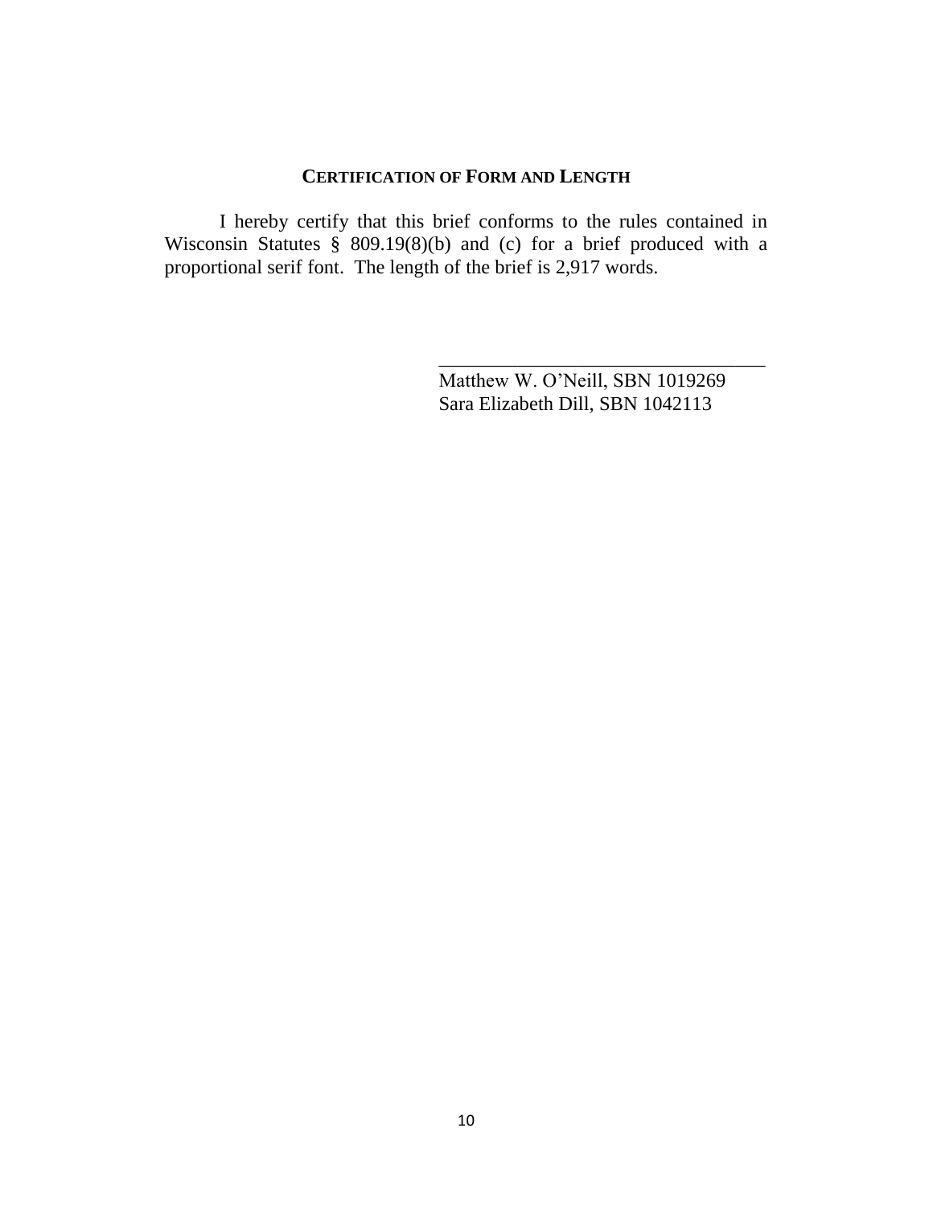## CERTIFICATION OF FORM AND LENGTH

I hereby certify that this brief conforms to the rules contained in Wisconsin Statutes § 809.19(8)(b) and (c) for a brief produced with a proportional serif font. The length of the brief is 2,917 words.

\_\_\_\_\_\_\_\_\_\_\_\_\_\_\_\_\_\_\_\_\_\_\_\_\_\_\_\_\_\_\_\_\_\_

Matthew W. O'Neill, SBN 1019269
Sara Elizabeth Dill, SBN 1042113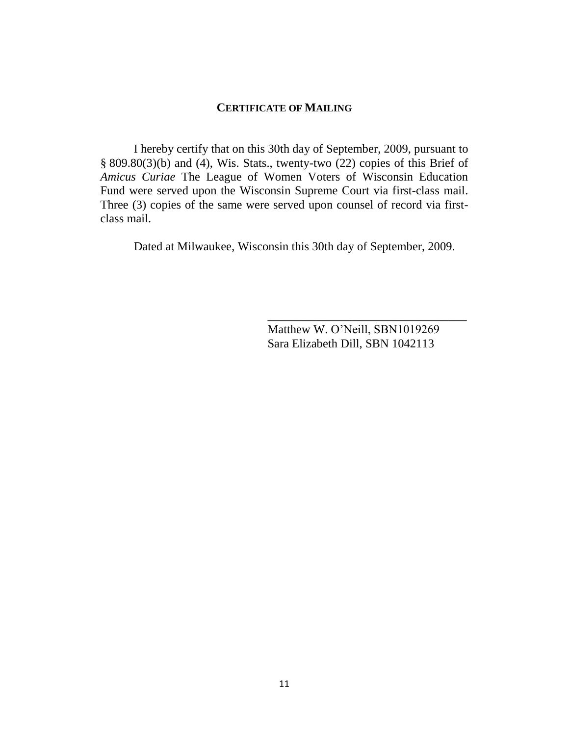## CERTIFICATE OF MAILING

I hereby certify that on this 30th day of September, 2009, pursuant to § 809.80(3)(b) and (4), Wis. Stats., twenty-two (22) copies of this Brief of *Amicus Curiae* The League of Women Voters of Wisconsin Education Fund were served upon the Wisconsin Supreme Court via first-class mail. Three (3) copies of the same were served upon counsel of record via first-class mail.

Dated at Milwaukee, Wisconsin this 30th day of September, 2009.

\_\_\_\_\_\_\_\_\_\_\_\_\_\_\_\_\_\_\_\_\_\_\_\_\_\_\_\_\_\_\_\_\_\_\_\_

Matthew W. O'Neill, SBN1019269
Sara Elizabeth Dill, SBN 1042113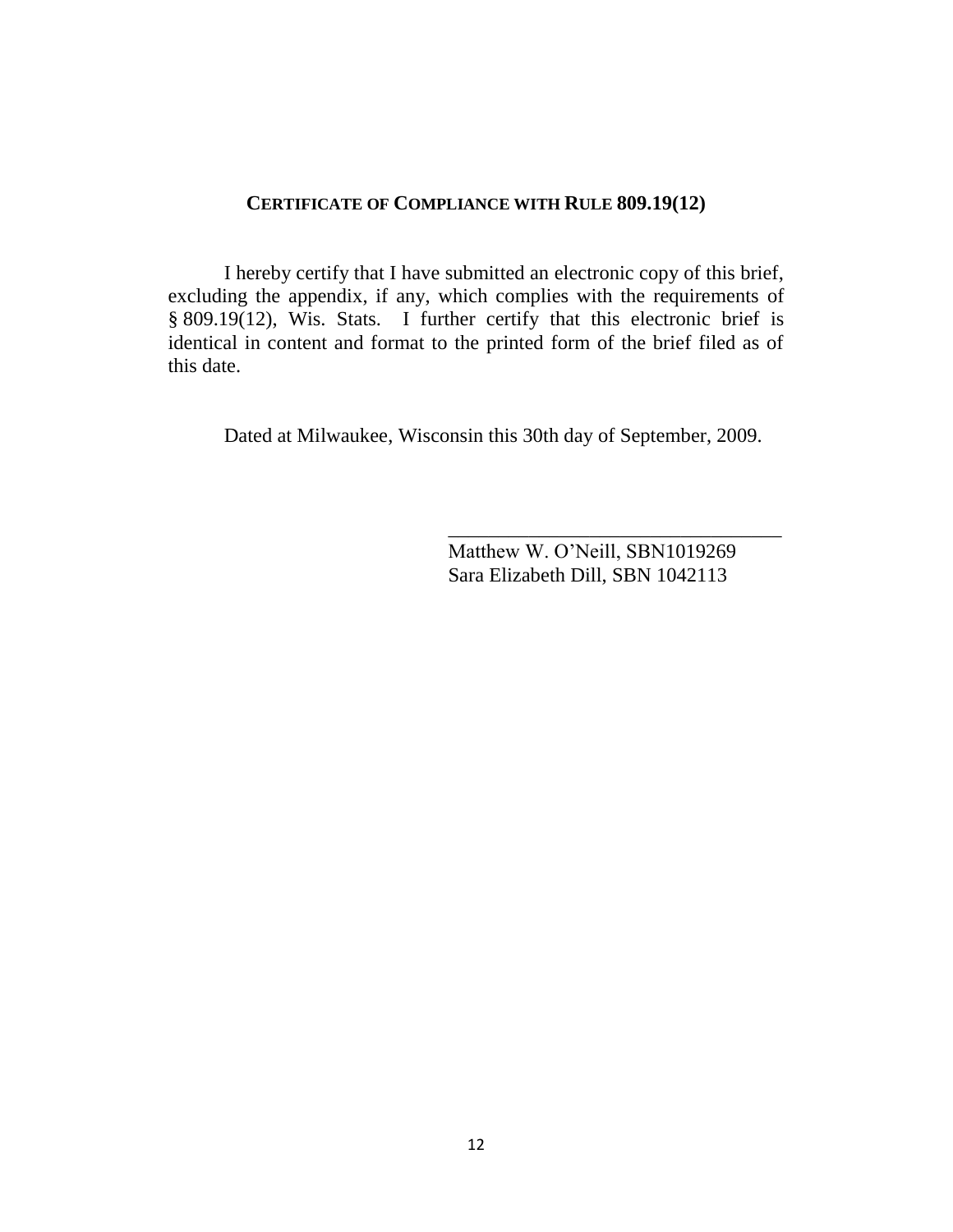## CERTIFICATE OF COMPLIANCE WITH RULE 809.19(12)

I hereby certify that I have submitted an electronic copy of this brief, excluding the appendix, if any, which complies with the requirements of § 809.19(12), Wis. Stats. I further certify that this electronic brief is identical in content and format to the printed form of the brief filed as of this date.

Dated at Milwaukee, Wisconsin this 30th day of September, 2009.

\_\_\_\_\_\_\_\_\_\_\_\_\_\_\_\_\_\_\_\_\_\_\_\_\_\_\_\_\_\_\_\_\_\_

Matthew W. O'Neill, SBN1019269
Sara Elizabeth Dill, SBN 1042113